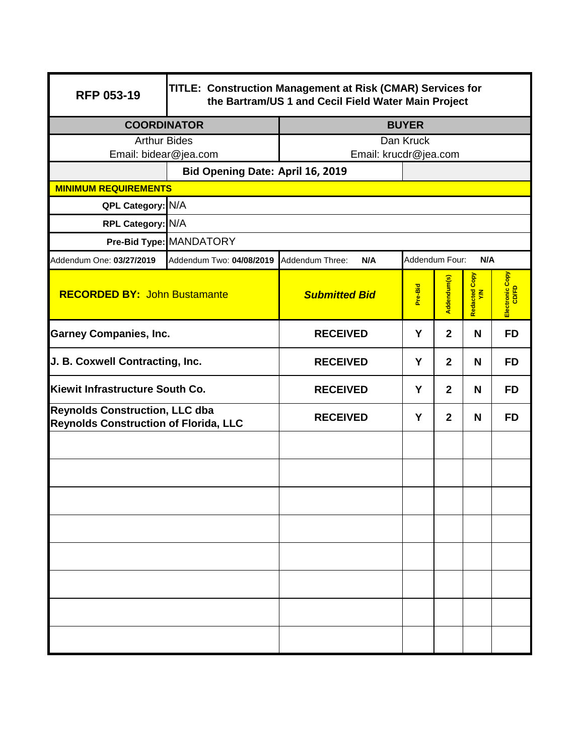| RFP 053-19 | TITLE: Construction Management at Risk (CMAR) Services for the Bartram/US 1 and Cecil Field Water Main Project | | | | | |
|---|---|---|---|---|---|---|
| **COORDINATOR** | | **BUYER** | | | | |
| Arthur Bides<br>Email: bidear@jea.com | | Dan Kruck<br>Email: krucdr@jea.com | | | | |
| | **Bid Opening Date: April 16, 2019** | | | | | |
| **MINIMUM REQUIREMENTS** | | | | | | |
| **QPL Category:** | N/A | | | | | |
| **RPL Category:** | N/A | | | | | |
| **Pre-Bid Type:** | MANDATORY | | | | | |
| Addendum One: **03/27/2019** | Addendum Two: **04/08/2019** | Addendum Three: **N/A** | Addendum Four: **N/A** | | | |
| **RECORDED BY:** John Bustamante | | ***Submitted Bid*** | **Pre-Bid** | **Addendum(s)** | **Redacted Copy Y/N** | **Electronic Copy CD/FD** |
| **Garney Companies, Inc.** | | **RECEIVED** | **Y** | **2** | **N** | **FD** |
| **J. B. Coxwell Contracting, Inc.** | | **RECEIVED** | **Y** | **2** | **N** | **FD** |
| **Kiewit Infrastructure South Co.** | | **RECEIVED** | **Y** | **2** | **N** | **FD** |
| **Reynolds Construction, LLC dba Reynolds Construction of Florida, LLC** | | **RECEIVED** | **Y** | **2** | **N** | **FD** |
| | | | | | | |
| | | | | | | |
| | | | | | | |
| | | | | | | |
| | | | | | | |
| | | | | | | |
| | | | | | | |
| | | | | | | |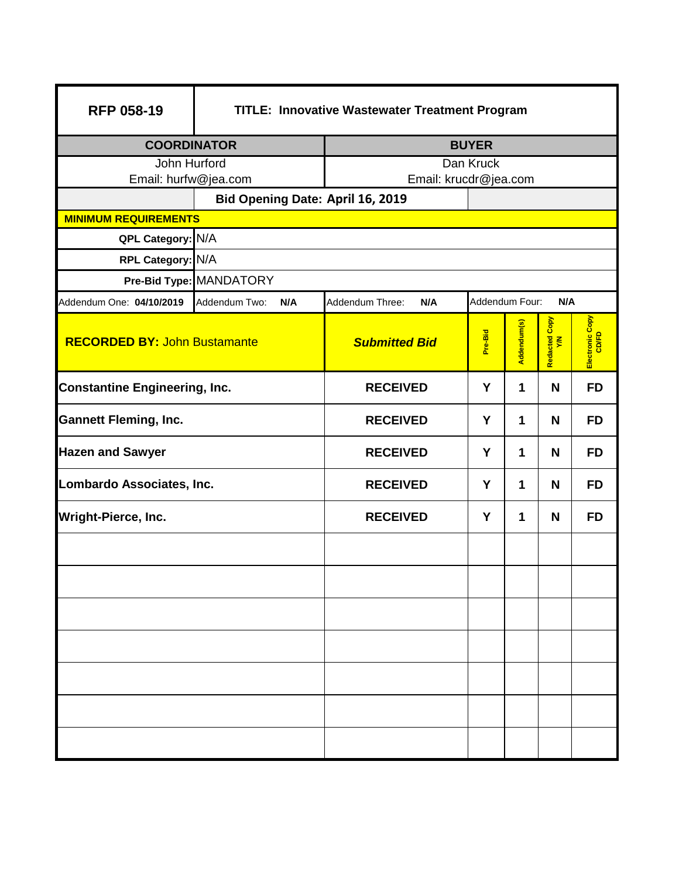| RFP 058-19 | TITLE: Innovative Wastewater Treatment Program | | | | | |
|---|---|---|---|---|---|---|
| **COORDINATOR** | | **BUYER** | | | | |
| John Hurford<br>Email: hurfw@jea.com | | Dan Kruck<br>Email: krucdr@jea.com | | | | |
| | **Bid Opening Date: April 16, 2019** | | | | | |
| **MINIMUM REQUIREMENTS** | | | | | | |
| **QPL Category:** | N/A | | | | | |
| **RPL Category:** | N/A | | | | | |
| **Pre-Bid Type:** | MANDATORY | | | | | |
| Addendum One: **04/10/2019** | Addendum Two: **N/A** | Addendum Three: **N/A** | Addendum Four: **N/A** | | | |
| **RECORDED BY:** John Bustamante | | ***Submitted Bid*** | **Pre-Bid** | **Addendum(s)** | **Redacted Copy Y/N** | **Electronic Copy CD/FD** |
| **Constantine Engineering, Inc.** | | **RECEIVED** | **Y** | **1** | **N** | **FD** |
| **Gannett Fleming, Inc.** | | **RECEIVED** | **Y** | **1** | **N** | **FD** |
| **Hazen and Sawyer** | | **RECEIVED** | **Y** | **1** | **N** | **FD** |
| **Lombardo Associates, Inc.** | | **RECEIVED** | **Y** | **1** | **N** | **FD** |
| **Wright-Pierce, Inc.** | | **RECEIVED** | **Y** | **1** | **N** | **FD** |
| | | | | | | |
| | | | | | | |
| | | | | | | |
| | | | | | | |
| | | | | | | |
| | | | | | | |
| | | | | | | |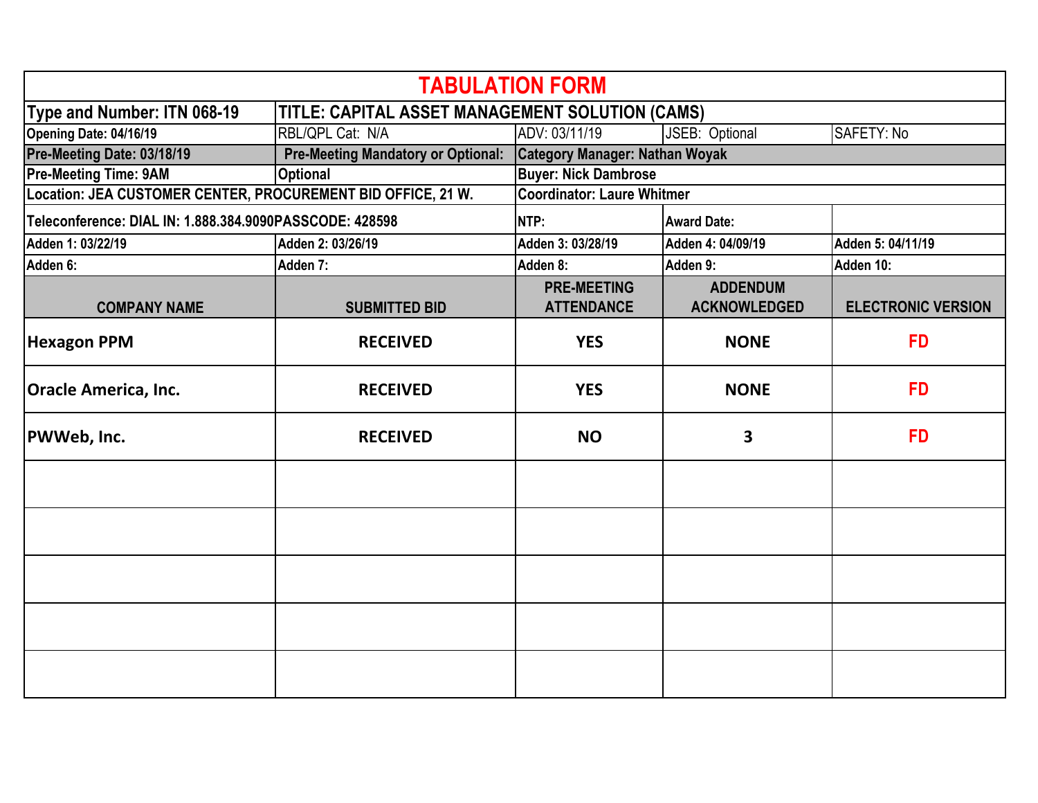# TABULATION FORM

| | | | | |
|---|---|---|---|---|
| **Type and Number: ITN 068-19** | **TITLE: CAPITAL ASSET MANAGEMENT SOLUTION (CAMS)** | | | |
| **Opening Date: 04/16/19** | RBL/QPL Cat: N/A | ADV: 03/11/19 | JSEB: Optional | SAFETY: No |
| **Pre-Meeting Date: 03/18/19** | **Pre-Meeting Mandatory or Optional:** | **Category Manager: Nathan Woyak** | | |
| **Pre-Meeting Time: 9AM** | **Optional** | **Buyer: Nick Dambrose** | | |
| **Location: JEA CUSTOMER CENTER, PROCUREMENT BID OFFICE, 21 W.** | | **Coordinator: Laure Whitmer** | | |
| **Teleconference: DIAL IN: 1.888.384.9090PASSCODE: 428598** | | **NTP:** | **Award Date:** | |
| **Adden 1: 03/22/19** | **Adden 2: 03/26/19** | **Adden 3: 03/28/19** | **Adden 4: 04/09/19** | **Adden 5: 04/11/19** |
| **Adden 6:** | **Adden 7:** | **Adden 8:** | **Adden 9:** | **Adden 10:** |
| **COMPANY NAME** | **SUBMITTED BID** | **PRE-MEETING ATTENDANCE** | **ADDENDUM ACKNOWLEDGED** | **ELECTRONIC VERSION** |
| **Hexagon PPM** | **RECEIVED** | **YES** | **NONE** | **FD** |
| **Oracle America, Inc.** | **RECEIVED** | **YES** | **NONE** | **FD** |
| **PWWeb, Inc.** | **RECEIVED** | **NO** | **3** | **FD** |
| | | | | |
| | | | | |
| | | | | |
| | | | | |
| | | | | |